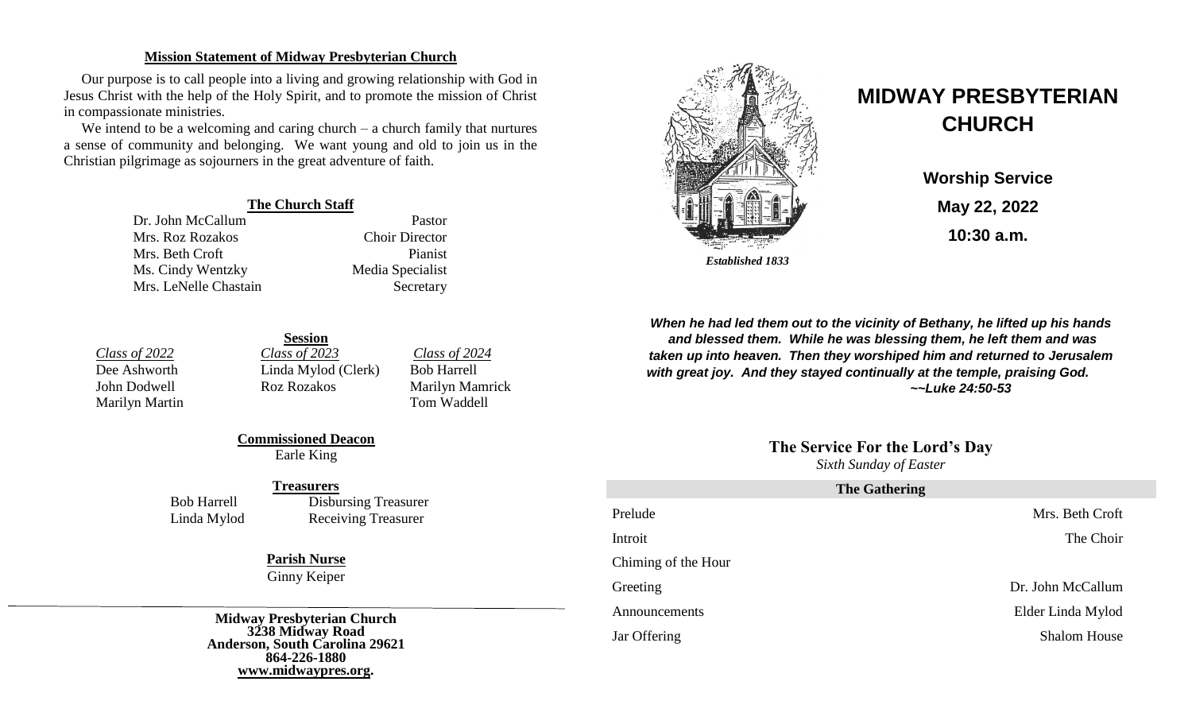## Mission Statement of Midway Presbyterian Church

Our purpose is to call people into a living and growing relationship with God in Jesus Christ with the help of the Holy Spirit, and to promote the mission of Christ in compassionate ministries.

We intend to be a welcoming and caring church – a church family that nurtures a sense of community and belonging. We want young and old to join us in the Christian pilgrimage as sojourners in the great adventure of faith.

### The Church Staff

| | |
|---|---|
| Dr. John McCallum | Pastor |
| Mrs. Roz Rozakos | Choir Director |
| Mrs. Beth Croft | Pianist |
| Ms. Cindy Wentzky | Media Specialist |
| Mrs. LeNelle Chastain | Secretary |

### Session

| *Class of 2022* | *Class of 2023* | *Class of 2024* |
|---|---|---|
| Dee Ashworth | Linda Mylod (Clerk) | Bob Harrell |
| John Dodwell | Roz Rozakos | Marilyn Mamrick |
| Marilyn Martin | | Tom Waddell |

### Commissioned Deacon

Earle King

### Treasurers

| | |
|---|---|
| Bob Harrell | Disbursing Treasurer |
| Linda Mylod | Receiving Treasurer |

### Parish Nurse

Ginny Keiper

**Midway Presbyterian Church**
**3238 Midway Road**
**Anderson, South Carolina 29621**
**864-226-1880**
**www.midwaypres.org.**

*Established 1833*

# MIDWAY PRESBYTERIAN CHURCH

**Worship Service**

**May 22, 2022**

**10:30 a.m.**

***When he had led them out to the vicinity of Bethany, he lifted up his hands and blessed them. While he was blessing them, he left them and was taken up into heaven. Then they worshiped him and returned to Jerusalem with great joy. And they stayed continually at the temple, praising God.***
***~~Luke 24:50-53***

## The Service For the Lord's Day

*Sixth Sunday of Easter*

### The Gathering

| | |
|---|---|
| Prelude | Mrs. Beth Croft |
| Introit | The Choir |
| Chiming of the Hour | |
| Greeting | Dr. John McCallum |
| Announcements | Elder Linda Mylod |
| Jar Offering | Shalom House |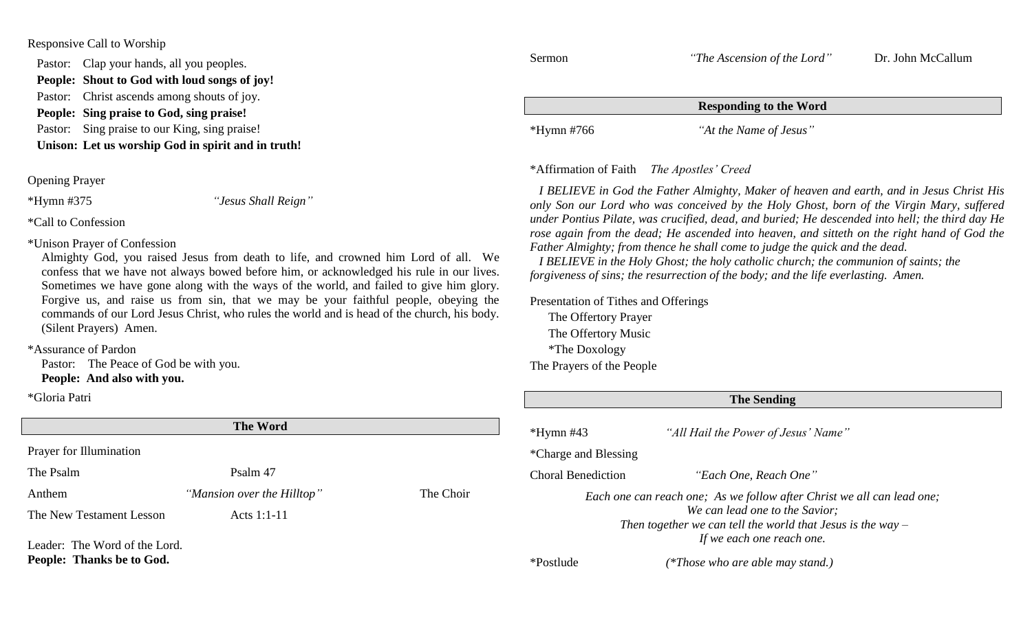Responsive Call to Worship

Pastor: Clap your hands, all you peoples.
**People: Shout to God with loud songs of joy!**
Pastor: Christ ascends among shouts of joy.
**People: Sing praise to God, sing praise!**
Pastor: Sing praise to our King, sing praise!
**Unison: Let us worship God in spirit and in truth!**

Opening Prayer

*Hymn #375 *"Jesus Shall Reign"*

*Call to Confession

*Unison Prayer of Confession

Almighty God, you raised Jesus from death to life, and crowned him Lord of all. We confess that we have not always bowed before him, or acknowledged his rule in our lives. Sometimes we have gone along with the ways of the world, and failed to give him glory. Forgive us, and raise us from sin, that we may be your faithful people, obeying the commands of our Lord Jesus Christ, who rules the world and is head of the church, his body. (Silent Prayers) Amen.

*Assurance of Pardon

Pastor: The Peace of God be with you.
**People: And also with you.**

*Gloria Patri

## The Word

Prayer for Illumination

The Psalm Psalm 47

Anthem *"Mansion over the Hilltop"* The Choir

The New Testament Lesson Acts 1:1-11

Leader: The Word of the Lord.
**People: Thanks be to God.**

Sermon *"The Ascension of the Lord"* Dr. John McCallum

## Responding to the Word

*Hymn #766 *"At the Name of Jesus"*

*Affirmation of Faith *The Apostles' Creed*

*I BELIEVE in God the Father Almighty, Maker of heaven and earth, and in Jesus Christ His only Son our Lord who was conceived by the Holy Ghost, born of the Virgin Mary, suffered under Pontius Pilate, was crucified, dead, and buried; He descended into hell; the third day He rose again from the dead; He ascended into heaven, and sitteth on the right hand of God the Father Almighty; from thence he shall come to judge the quick and the dead.*

*I BELIEVE in the Holy Ghost; the holy catholic church; the communion of saints; the forgiveness of sins; the resurrection of the body; and the life everlasting. Amen.*

Presentation of Tithes and Offerings
The Offertory Prayer
The Offertory Music
*The Doxology

The Prayers of the People

## The Sending

*Hymn #43 *"All Hail the Power of Jesus' Name"*

*Charge and Blessing

Choral Benediction *"Each One, Reach One"*

*Each one can reach one; As we follow after Christ we all can lead one;*
*We can lead one to the Savior;*
*Then together we can tell the world that Jesus is the way –*
*If we each one reach one.*

*Postlude *(*Those who are able may stand.)*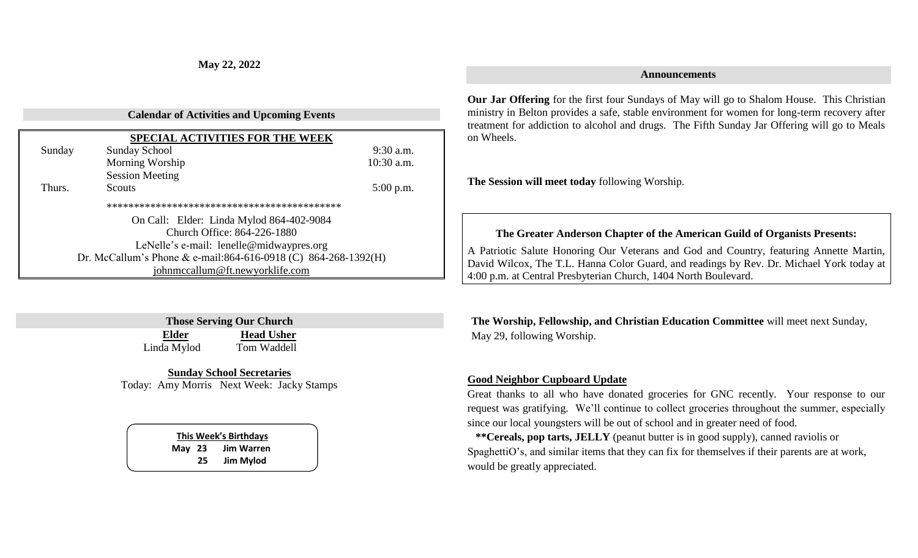May 22, 2022

## Calendar of Activities and Upcoming Events

**SPECIAL ACTIVITIES FOR THE WEEK**

| | | |
|---|---|---|
| Sunday | Sunday School | 9:30 a.m. |
| | Morning Worship | 10:30 a.m. |
| | Session Meeting | |
| Thurs. | Scouts | 5:00 p.m. |

********************************************

On Call: Elder: Linda Mylod 864-402-9084
Church Office: 864-226-1880
LeNelle's e-mail: lenelle@midwaypres.org
Dr. McCallum's Phone & e-mail:864-616-0918 (C) 864-268-1392(H)
johnmccallum@ft.newyorklife.com

## Those Serving Our Church

| Elder | Head Usher |
|---|---|
| Linda Mylod | Tom Waddell |

**Sunday School Secretaries**
Today: Amy Morris Next Week: Jacky Stamps

**This Week's Birthdays**

| | |
|---|---|
| May 23 | Jim Warren |
| 25 | Jim Mylod |

## Announcements

**Our Jar Offering** for the first four Sundays of May will go to Shalom House. This Christian ministry in Belton provides a safe, stable environment for women for long-term recovery after treatment for addiction to alcohol and drugs. The Fifth Sunday Jar Offering will go to Meals on Wheels.

**The Session will meet today** following Worship.

**The Greater Anderson Chapter of the American Guild of Organists Presents:**

A Patriotic Salute Honoring Our Veterans and God and Country, featuring Annette Martin, David Wilcox, The T.L. Hanna Color Guard, and readings by Rev. Dr. Michael York today at 4:00 p.m. at Central Presbyterian Church, 1404 North Boulevard.

**The Worship, Fellowship, and Christian Education Committee** will meet next Sunday, May 29, following Worship.

**Good Neighbor Cupboard Update**

Great thanks to all who have donated groceries for GNC recently. Your response to our request was gratifying. We'll continue to collect groceries throughout the summer, especially since our local youngsters will be out of school and in greater need of food.

**Cereals, pop tarts, JELLY** (peanut butter is in good supply), canned raviolis or SpaghettiO's, and similar items that they can fix for themselves if their parents are at work, would be greatly appreciated.